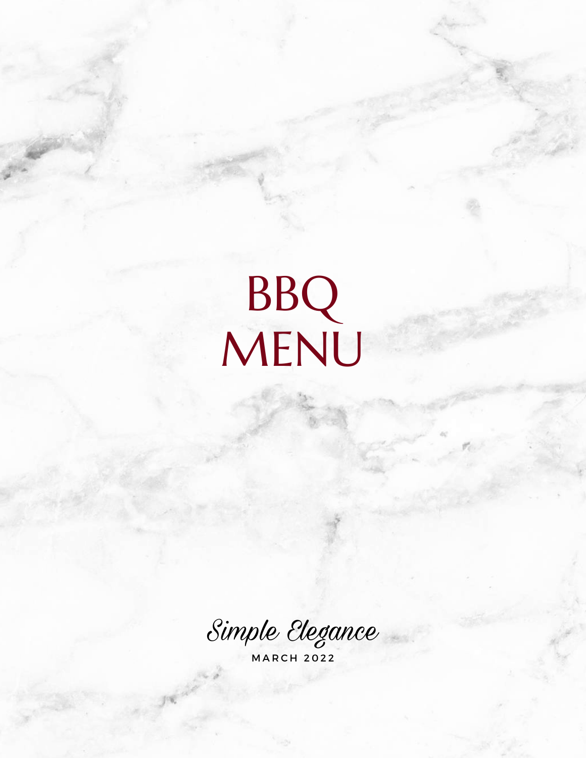# BBQ MENU

*Simple Elegance*

MARCH 2022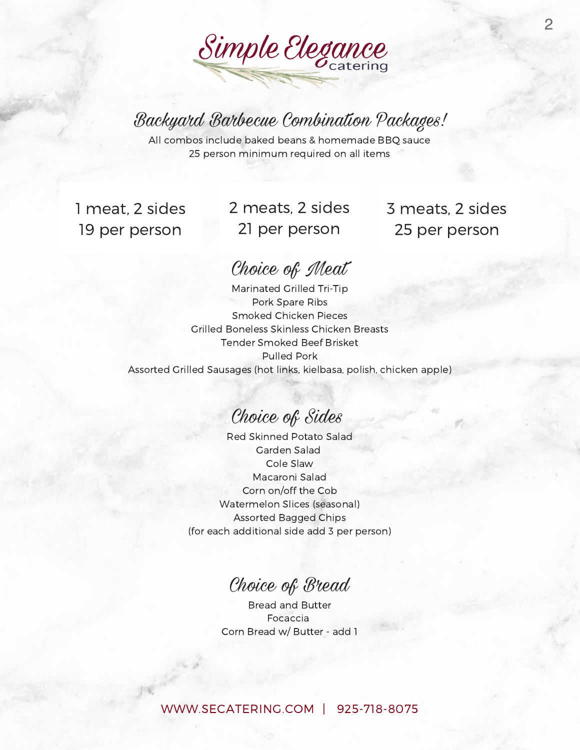# Simple Elegance catering

## Backyard Barbecue Combination Packages!

All combos include baked beans & homemade BBQ sauce
25 person minimum required on all items

| 1 meat, 2 sides | 2 meats, 2 sides | 3 meats, 2 sides |
|---|---|---|
| 19 per person | 21 per person | 25 per person |

### Choice of Meat

Marinated Grilled Tri-Tip
Pork Spare Ribs
Smoked Chicken Pieces
Grilled Boneless Skinless Chicken Breasts
Tender Smoked Beef Brisket
Pulled Pork
Assorted Grilled Sausages (hot links, kielbasa, polish, chicken apple)

### Choice of Sides

Red Skinned Potato Salad
Garden Salad
Cole Slaw
Macaroni Salad
Corn on/off the Cob
Watermelon Slices (seasonal)
Assorted Bagged Chips
(for each additional side add 3 per person)

### Choice of Bread

Bread and Butter
Focaccia
Corn Bread w/ Butter - add 1

WWW.SECATERING.COM | 925-718-8075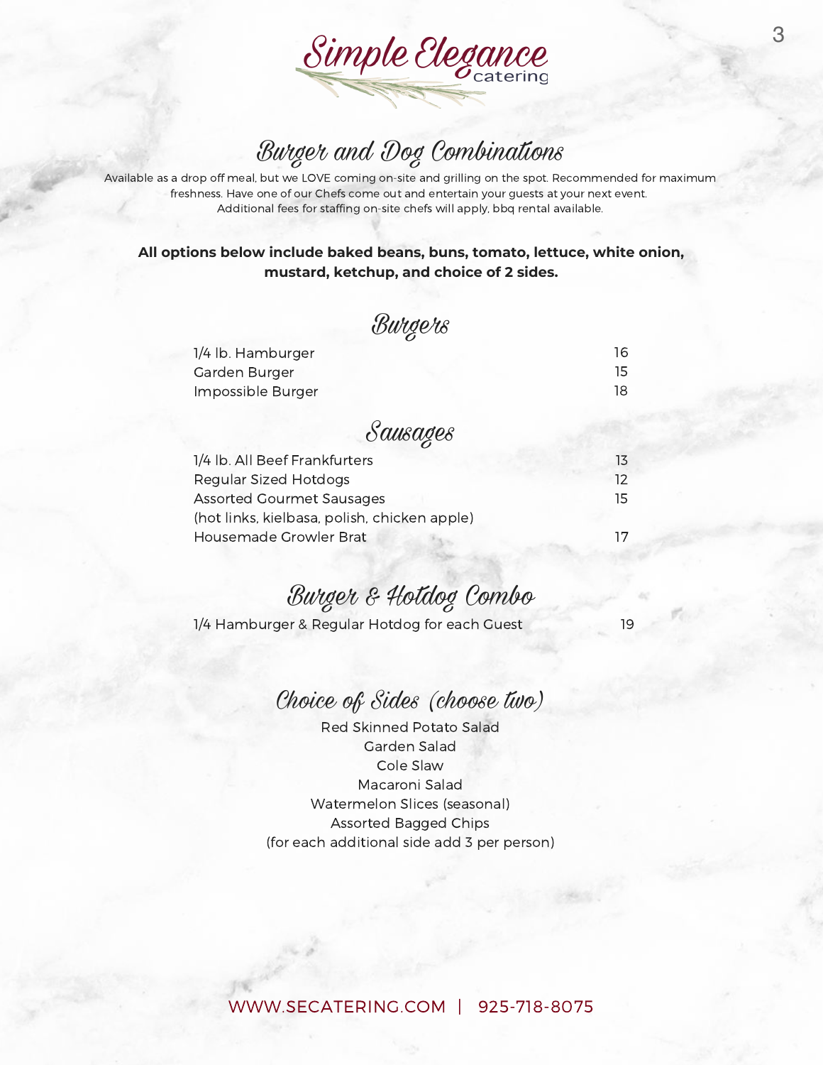# Simple Elegance catering

## Burger and Dog Combinations

Available as a drop off meal, but we LOVE coming on-site and grilling on the spot. Recommended for maximum freshness. Have one of our Chefs come out and entertain your guests at your next event. Additional fees for staffing on-site chefs will apply, bbq rental available.

**All options below include baked beans, buns, tomato, lettuce, white onion, mustard, ketchup, and choice of 2 sides.**

### Burgers

| Item | Price |
|---|---|
| 1/4 lb. Hamburger | 16 |
| Garden Burger | 15 |
| Impossible Burger | 18 |

### Sausages

| Item | Price |
|---|---|
| 1/4 lb. All Beef Frankfurters | 13 |
| Regular Sized Hotdogs | 12 |
| Assorted Gourmet Sausages (hot links, kielbasa, polish, chicken apple) | 15 |
| Housemade Growler Brat | 17 |

### Burger & Hotdog Combo

| Item | Price |
|---|---|
| 1/4 Hamburger & Regular Hotdog for each Guest | 19 |

### Choice of Sides (choose two)

Red Skinned Potato Salad
Garden Salad
Cole Slaw
Macaroni Salad
Watermelon Slices (seasonal)
Assorted Bagged Chips
(for each additional side add 3 per person)

WWW.SECATERING.COM | 925-718-8075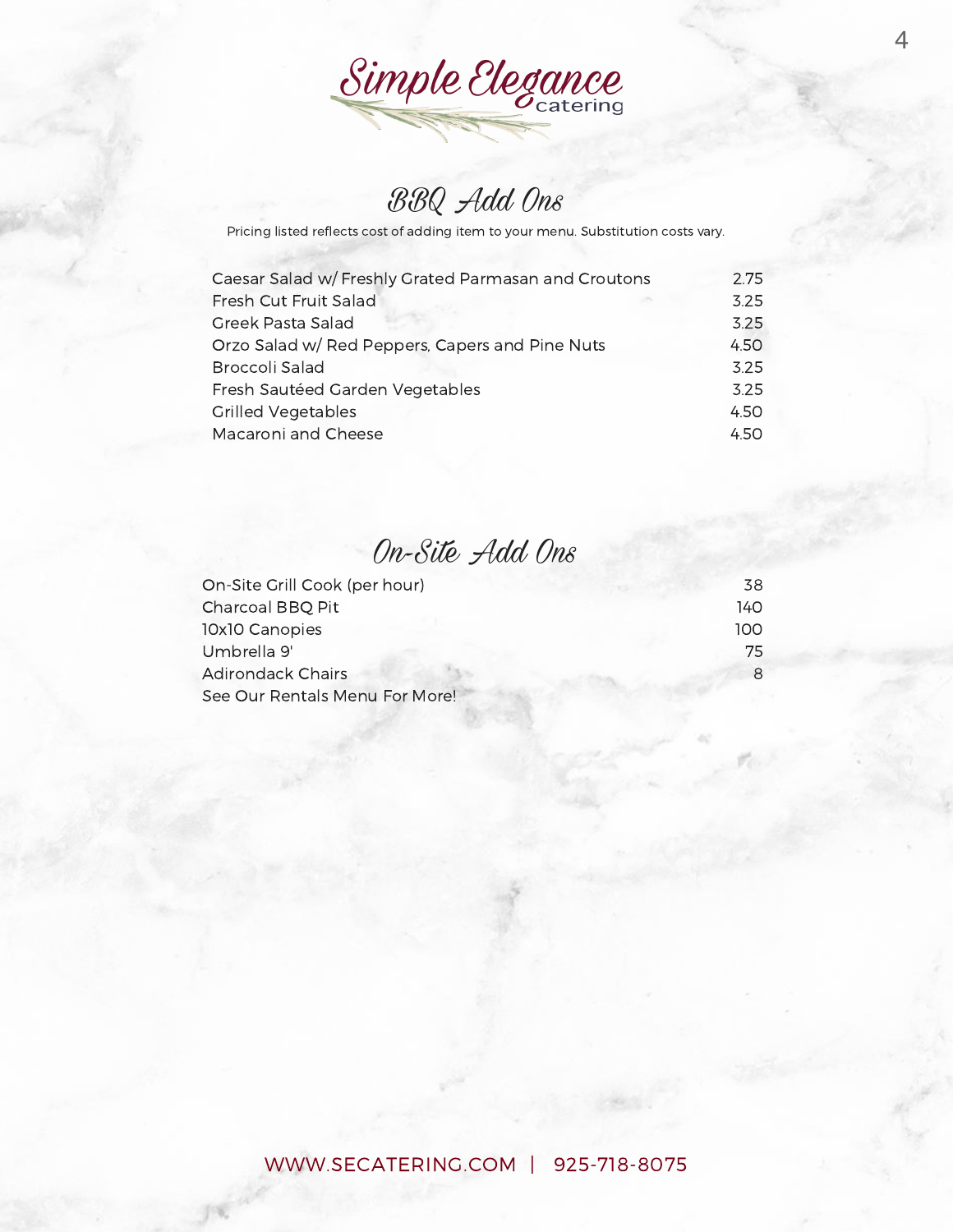# Simple Elegance catering

## BBQ Add Ons

Pricing listed reflects cost of adding item to your menu. Substitution costs vary.

| | |
|---|---|
| Caesar Salad w/ Freshly Grated Parmasan and Croutons | 2.75 |
| Fresh Cut Fruit Salad | 3.25 |
| Greek Pasta Salad | 3.25 |
| Orzo Salad w/ Red Peppers, Capers and Pine Nuts | 4.50 |
| Broccoli Salad | 3.25 |
| Fresh Sautéed Garden Vegetables | 3.25 |
| Grilled Vegetables | 4.50 |
| Macaroni and Cheese | 4.50 |

## On-Site Add Ons

| | |
|---|---|
| On-Site Grill Cook (per hour) | 38 |
| Charcoal BBQ Pit | 140 |
| 10x10 Canopies | 100 |
| Umbrella 9' | 75 |
| Adirondack Chairs | 8 |

See Our Rentals Menu For More!

WWW.SECATERING.COM | 925-718-8075